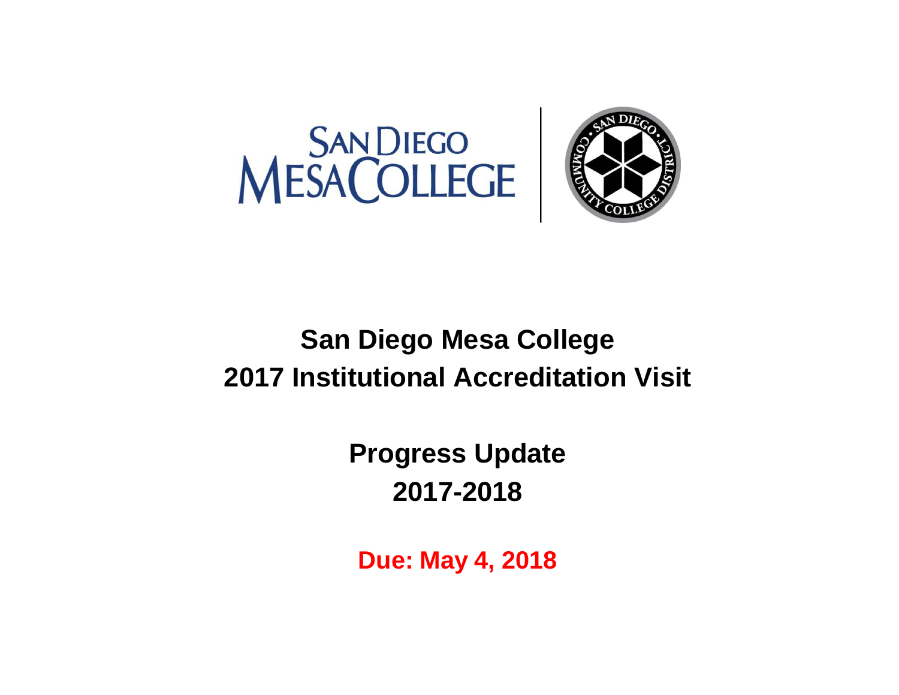# San Diego Mesa College
# 2017 Institutional Accreditation Visit

## Progress Update
## 2017-2018

**Due: May 4, 2018**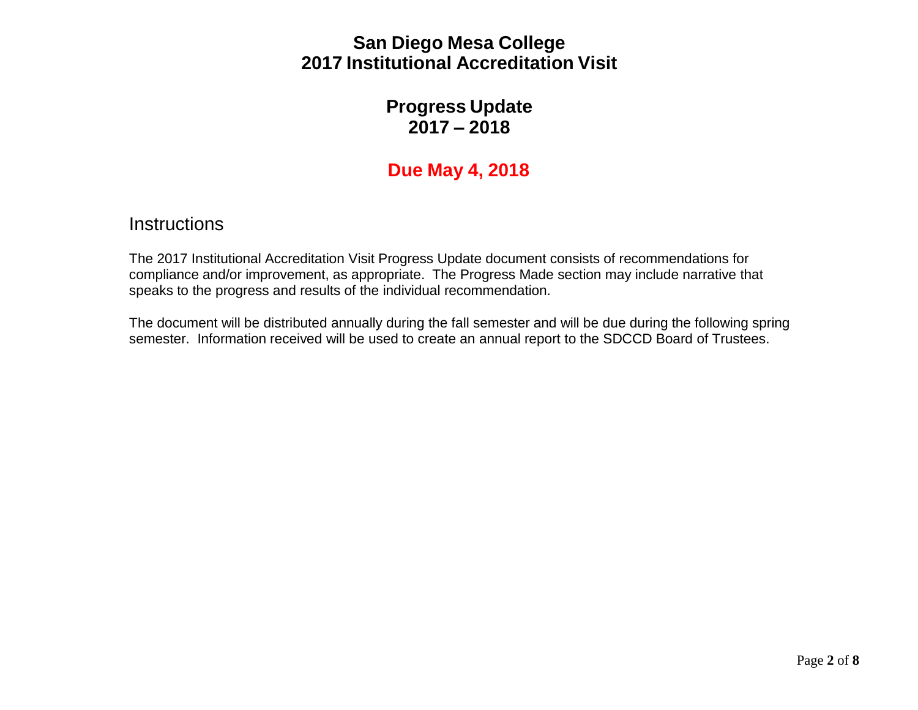# San Diego Mesa College
# 2017 Institutional Accreditation Visit

## Progress Update
## 2017 – 2018

## Due May 4, 2018

## Instructions

The 2017 Institutional Accreditation Visit Progress Update document consists of recommendations for compliance and/or improvement, as appropriate. The Progress Made section may include narrative that speaks to the progress and results of the individual recommendation.

The document will be distributed annually during the fall semester and will be due during the following spring semester. Information received will be used to create an annual report to the SDCCD Board of Trustees.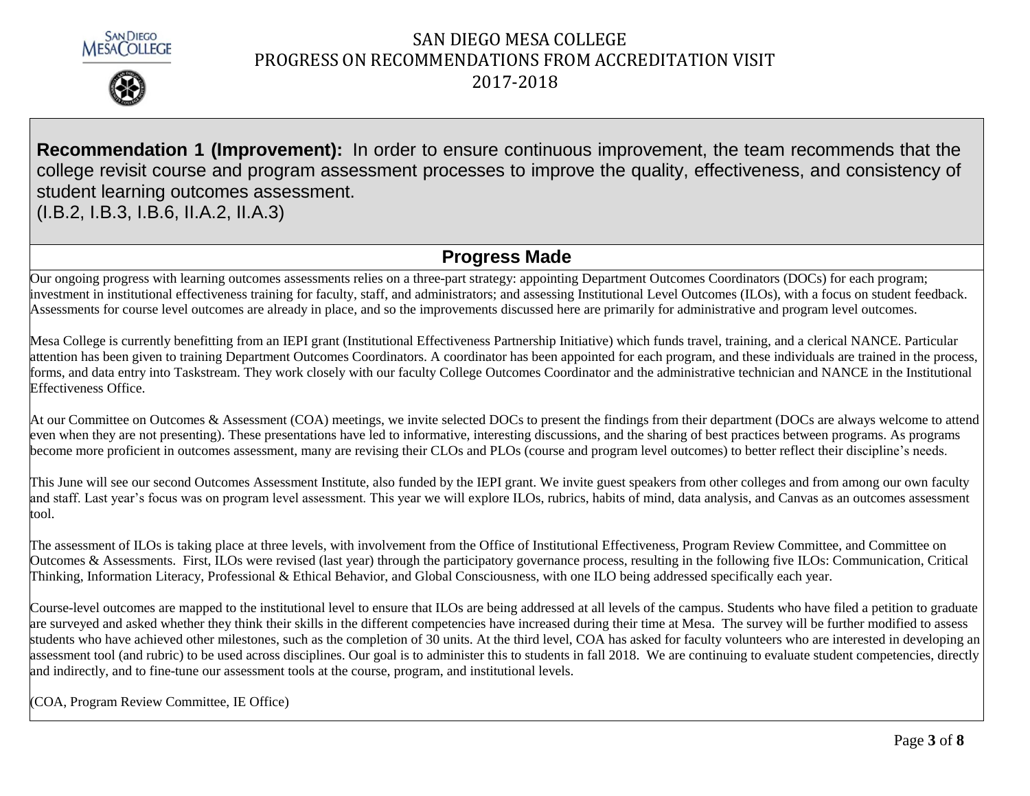**Recommendation 1 (Improvement):** In order to ensure continuous improvement, the team recommends that the college revisit course and program assessment processes to improve the quality, effectiveness, and consistency of student learning outcomes assessment.
(I.B.2, I.B.3, I.B.6, II.A.2, II.A.3)

## Progress Made

Our ongoing progress with learning outcomes assessments relies on a three-part strategy: appointing Department Outcomes Coordinators (DOCs) for each program; investment in institutional effectiveness training for faculty, staff, and administrators; and assessing Institutional Level Outcomes (ILOs), with a focus on student feedback. Assessments for course level outcomes are already in place, and so the improvements discussed here are primarily for administrative and program level outcomes.

Mesa College is currently benefitting from an IEPI grant (Institutional Effectiveness Partnership Initiative) which funds travel, training, and a clerical NANCE. Particular attention has been given to training Department Outcomes Coordinators. A coordinator has been appointed for each program, and these individuals are trained in the process, forms, and data entry into Taskstream. They work closely with our faculty College Outcomes Coordinator and the administrative technician and NANCE in the Institutional Effectiveness Office.

At our Committee on Outcomes & Assessment (COA) meetings, we invite selected DOCs to present the findings from their department (DOCs are always welcome to attend even when they are not presenting). These presentations have led to informative, interesting discussions, and the sharing of best practices between programs. As programs become more proficient in outcomes assessment, many are revising their CLOs and PLOs (course and program level outcomes) to better reflect their discipline's needs.

This June will see our second Outcomes Assessment Institute, also funded by the IEPI grant. We invite guest speakers from other colleges and from among our own faculty and staff. Last year's focus was on program level assessment. This year we will explore ILOs, rubrics, habits of mind, data analysis, and Canvas as an outcomes assessment tool.

The assessment of ILOs is taking place at three levels, with involvement from the Office of Institutional Effectiveness, Program Review Committee, and Committee on Outcomes & Assessments. First, ILOs were revised (last year) through the participatory governance process, resulting in the following five ILOs: Communication, Critical Thinking, Information Literacy, Professional & Ethical Behavior, and Global Consciousness, with one ILO being addressed specifically each year.

Course-level outcomes are mapped to the institutional level to ensure that ILOs are being addressed at all levels of the campus. Students who have filed a petition to graduate are surveyed and asked whether they think their skills in the different competencies have increased during their time at Mesa. The survey will be further modified to assess students who have achieved other milestones, such as the completion of 30 units. At the third level, COA has asked for faculty volunteers who are interested in developing an assessment tool (and rubric) to be used across disciplines. Our goal is to administer this to students in fall 2018. We are continuing to evaluate student competencies, directly and indirectly, and to fine-tune our assessment tools at the course, program, and institutional levels.

(COA, Program Review Committee, IE Office)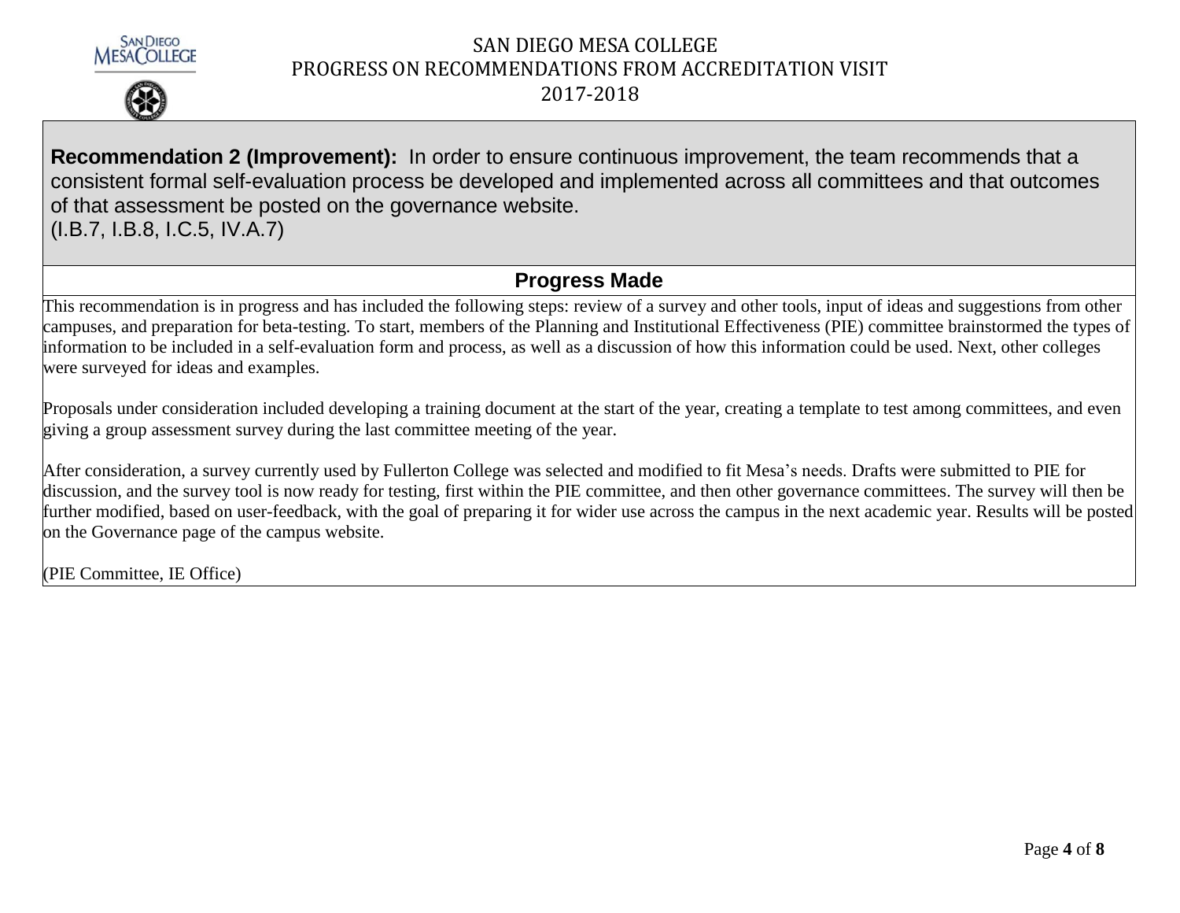# SAN DIEGO MESA COLLEGE
# PROGRESS ON RECOMMENDATIONS FROM ACCREDITATION VISIT
# 2017-2018

**Recommendation 2 (Improvement):** In order to ensure continuous improvement, the team recommends that a consistent formal self-evaluation process be developed and implemented across all committees and that outcomes of that assessment be posted on the governance website.
(I.B.7, I.B.8, I.C.5, IV.A.7)

## Progress Made

This recommendation is in progress and has included the following steps: review of a survey and other tools, input of ideas and suggestions from other campuses, and preparation for beta-testing. To start, members of the Planning and Institutional Effectiveness (PIE) committee brainstormed the types of information to be included in a self-evaluation form and process, as well as a discussion of how this information could be used. Next, other colleges were surveyed for ideas and examples.

Proposals under consideration included developing a training document at the start of the year, creating a template to test among committees, and even giving a group assessment survey during the last committee meeting of the year.

After consideration, a survey currently used by Fullerton College was selected and modified to fit Mesa's needs. Drafts were submitted to PIE for discussion, and the survey tool is now ready for testing, first within the PIE committee, and then other governance committees. The survey will then be further modified, based on user-feedback, with the goal of preparing it for wider use across the campus in the next academic year. Results will be posted on the Governance page of the campus website.

(PIE Committee, IE Office)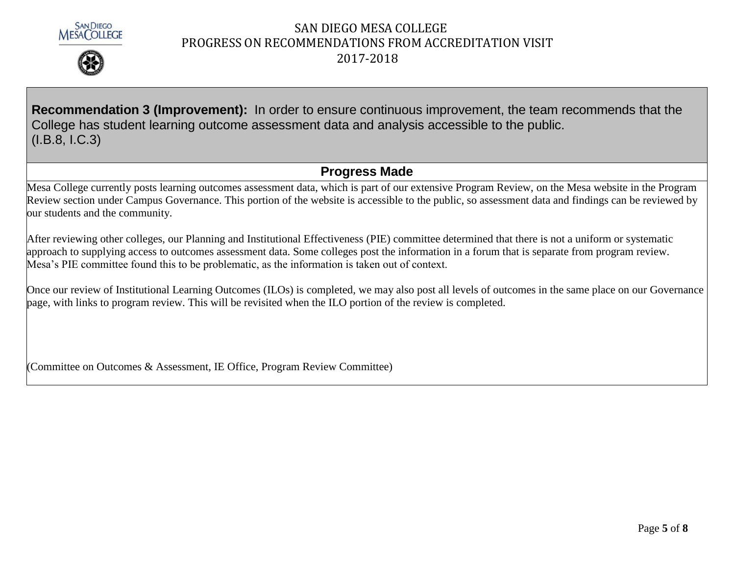# SAN DIEGO MESA COLLEGE
## PROGRESS ON RECOMMENDATIONS FROM ACCREDITATION VISIT
## 2017-2018

**Recommendation 3 (Improvement):** In order to ensure continuous improvement, the team recommends that the College has student learning outcome assessment data and analysis accessible to the public. (I.B.8, I.C.3)

### Progress Made

Mesa College currently posts learning outcomes assessment data, which is part of our extensive Program Review, on the Mesa website in the Program Review section under Campus Governance. This portion of the website is accessible to the public, so assessment data and findings can be reviewed by our students and the community.

After reviewing other colleges, our Planning and Institutional Effectiveness (PIE) committee determined that there is not a uniform or systematic approach to supplying access to outcomes assessment data. Some colleges post the information in a forum that is separate from program review. Mesa's PIE committee found this to be problematic, as the information is taken out of context.

Once our review of Institutional Learning Outcomes (ILOs) is completed, we may also post all levels of outcomes in the same place on our Governance page, with links to program review. This will be revisited when the ILO portion of the review is completed.

(Committee on Outcomes & Assessment, IE Office, Program Review Committee)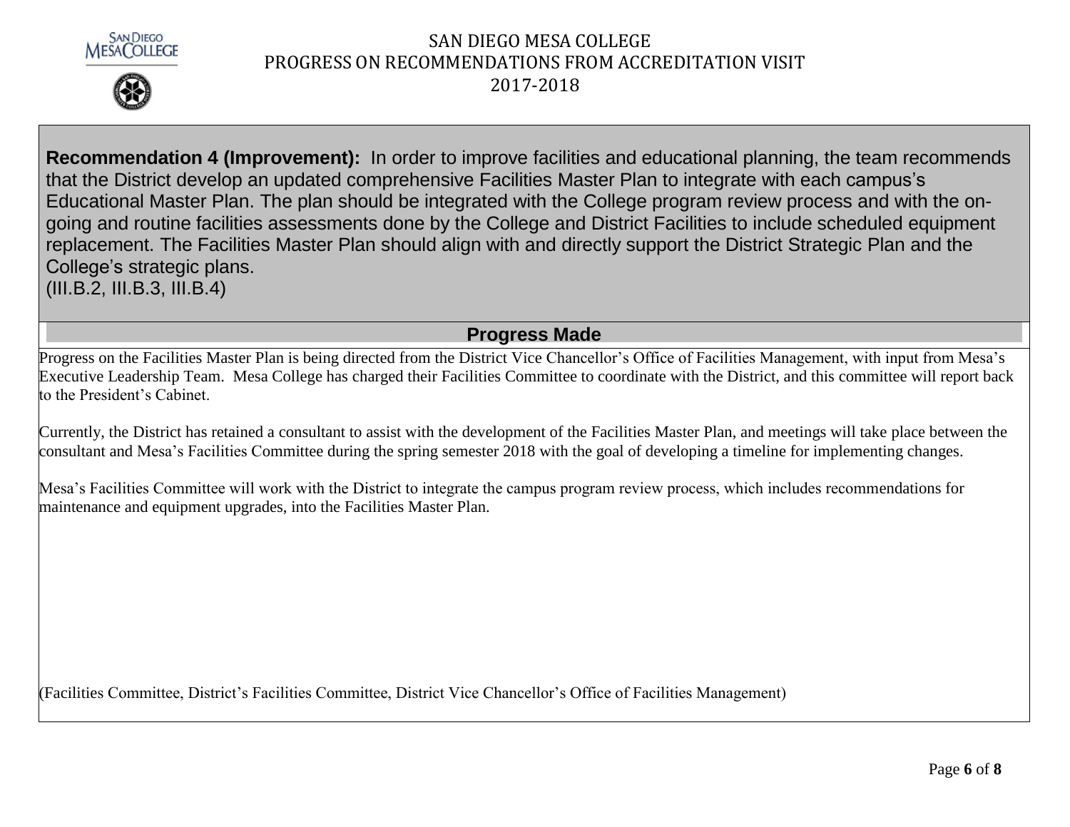**Recommendation 4 (Improvement):** In order to improve facilities and educational planning, the team recommends that the District develop an updated comprehensive Facilities Master Plan to integrate with each campus's Educational Master Plan. The plan should be integrated with the College program review process and with the on-going and routine facilities assessments done by the College and District Facilities to include scheduled equipment replacement. The Facilities Master Plan should align with and directly support the District Strategic Plan and the College's strategic plans.
(III.B.2, III.B.3, III.B.4)

## Progress Made

Progress on the Facilities Master Plan is being directed from the District Vice Chancellor's Office of Facilities Management, with input from Mesa's Executive Leadership Team. Mesa College has charged their Facilities Committee to coordinate with the District, and this committee will report back to the President's Cabinet.

Currently, the District has retained a consultant to assist with the development of the Facilities Master Plan, and meetings will take place between the consultant and Mesa's Facilities Committee during the spring semester 2018 with the goal of developing a timeline for implementing changes.

Mesa's Facilities Committee will work with the District to integrate the campus program review process, which includes recommendations for maintenance and equipment upgrades, into the Facilities Master Plan.

(Facilities Committee, District's Facilities Committee, District Vice Chancellor's Office of Facilities Management)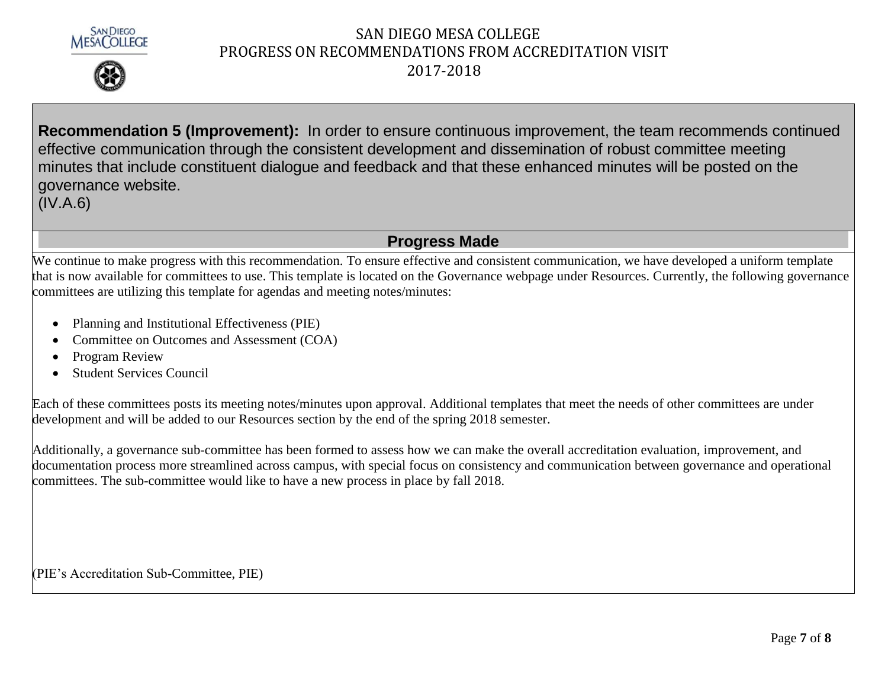**Recommendation 5 (Improvement):** In order to ensure continuous improvement, the team recommends continued effective communication through the consistent development and dissemination of robust committee meeting minutes that include constituent dialogue and feedback and that these enhanced minutes will be posted on the governance website.
(IV.A.6)

## Progress Made

We continue to make progress with this recommendation. To ensure effective and consistent communication, we have developed a uniform template that is now available for committees to use. This template is located on the Governance webpage under Resources. Currently, the following governance committees are utilizing this template for agendas and meeting notes/minutes:

- Planning and Institutional Effectiveness (PIE)
- Committee on Outcomes and Assessment (COA)
- Program Review
- Student Services Council

Each of these committees posts its meeting notes/minutes upon approval. Additional templates that meet the needs of other committees are under development and will be added to our Resources section by the end of the spring 2018 semester.

Additionally, a governance sub-committee has been formed to assess how we can make the overall accreditation evaluation, improvement, and documentation process more streamlined across campus, with special focus on consistency and communication between governance and operational committees. The sub-committee would like to have a new process in place by fall 2018.

(PIE's Accreditation Sub-Committee, PIE)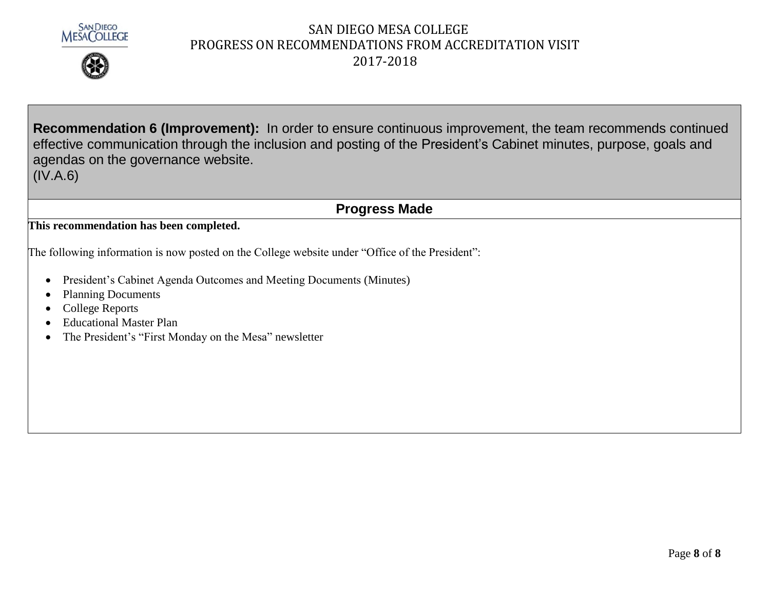**Recommendation 6 (Improvement):** In order to ensure continuous improvement, the team recommends continued effective communication through the inclusion and posting of the President's Cabinet minutes, purpose, goals and agendas on the governance website.
(IV.A.6)

## Progress Made

**This recommendation has been completed.**

The following information is now posted on the College website under "Office of the President":

- President's Cabinet Agenda Outcomes and Meeting Documents (Minutes)
- Planning Documents
- College Reports
- Educational Master Plan
- The President's "First Monday on the Mesa" newsletter